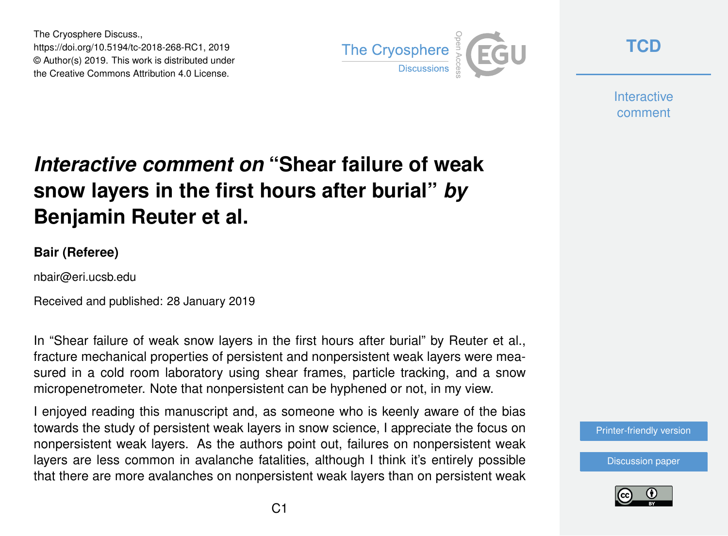The Cryosphere Discuss.,
https://doi.org/10.5194/tc-2018-268-RC1, 2019
© Author(s) 2019. This work is distributed under
the Creative Commons Attribution 4.0 License.

# *Interactive comment on* "Shear failure of weak snow layers in the first hours after burial" *by* Benjamin Reuter et al.

**Bair (Referee)**

nbair@eri.ucsb.edu

Received and published: 28 January 2019

In "Shear failure of weak snow layers in the first hours after burial" by Reuter et al., fracture mechanical properties of persistent and nonpersistent weak layers were measured in a cold room laboratory using shear frames, particle tracking, and a snow micropenetrometer. Note that nonpersistent can be hyphened or not, in my view.

I enjoyed reading this manuscript and, as someone who is keenly aware of the bias towards the study of persistent weak layers in snow science, I appreciate the focus on nonpersistent weak layers. As the authors point out, failures on nonpersistent weak layers are less common in avalanche fatalities, although I think it's entirely possible that there are more avalanches on nonpersistent weak layers than on persistent weak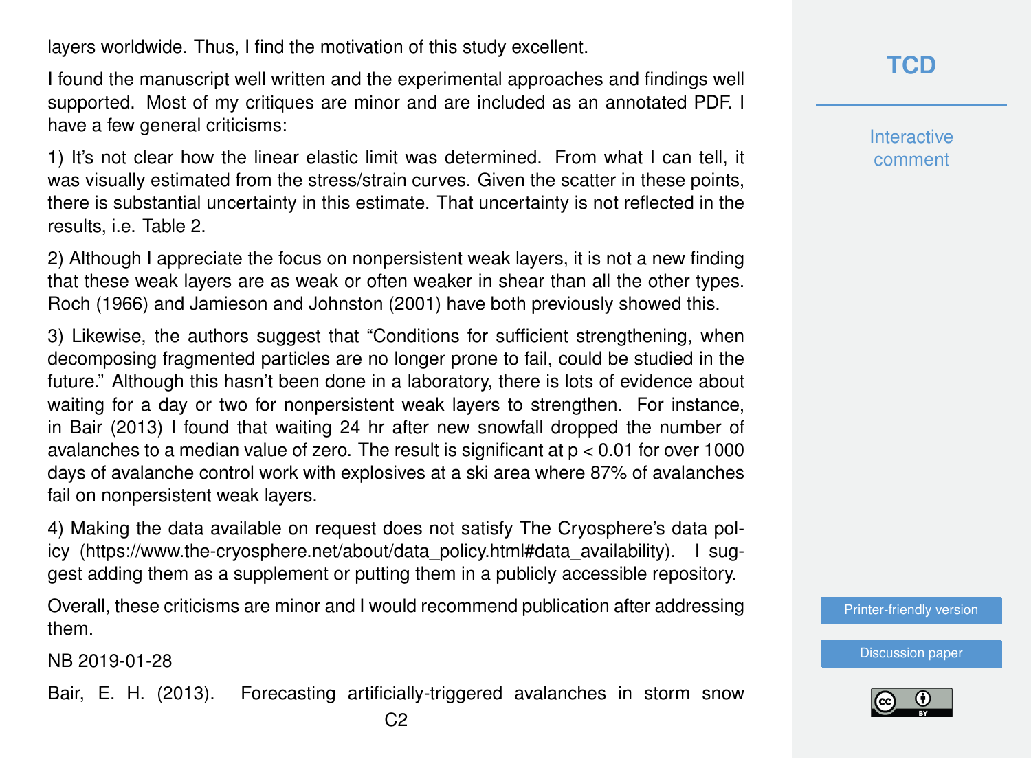layers worldwide. Thus, I find the motivation of this study excellent.

I found the manuscript well written and the experimental approaches and findings well supported. Most of my critiques are minor and are included as an annotated PDF. I have a few general criticisms:

1) It's not clear how the linear elastic limit was determined. From what I can tell, it was visually estimated from the stress/strain curves. Given the scatter in these points, there is substantial uncertainty in this estimate. That uncertainty is not reflected in the results, i.e. Table 2.

2) Although I appreciate the focus on nonpersistent weak layers, it is not a new finding that these weak layers are as weak or often weaker in shear than all the other types. Roch (1966) and Jamieson and Johnston (2001) have both previously showed this.

3) Likewise, the authors suggest that "Conditions for sufficient strengthening, when decomposing fragmented particles are no longer prone to fail, could be studied in the future." Although this hasn't been done in a laboratory, there is lots of evidence about waiting for a day or two for nonpersistent weak layers to strengthen. For instance, in Bair (2013) I found that waiting 24 hr after new snowfall dropped the number of avalanches to a median value of zero. The result is significant at $p < 0.01$ for over 1000 days of avalanche control work with explosives at a ski area where 87% of avalanches fail on nonpersistent weak layers.

4) Making the data available on request does not satisfy The Cryosphere's data policy (https://www.the-cryosphere.net/about/data_policy.html#data_availability). I suggest adding them as a supplement or putting them in a publicly accessible repository.

Overall, these criticisms are minor and I would recommend publication after addressing them.

NB 2019-01-28

Bair, E. H. (2013). Forecasting artificially-triggered avalanches in storm snow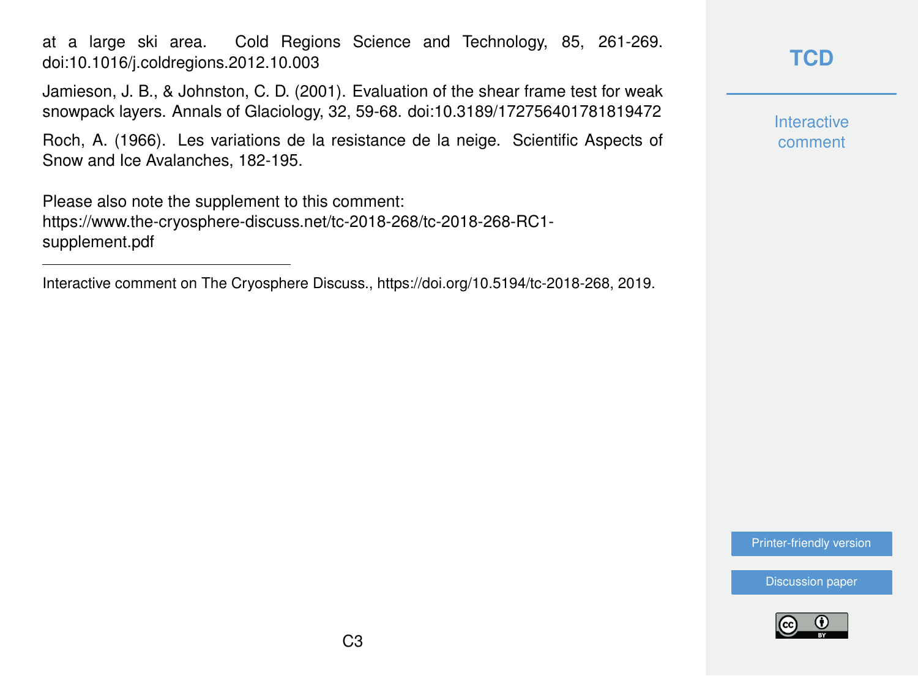at a large ski area. Cold Regions Science and Technology, 85, 261-269. doi:10.1016/j.coldregions.2012.10.003

Jamieson, J. B., & Johnston, C. D. (2001). Evaluation of the shear frame test for weak snowpack layers. Annals of Glaciology, 32, 59-68. doi:10.3189/172756401781819472

Roch, A. (1966). Les variations de la resistance de la neige. Scientific Aspects of Snow and Ice Avalanches, 182-195.

Please also note the supplement to this comment:
https://www.the-cryosphere-discuss.net/tc-2018-268/tc-2018-268-RC1-supplement.pdf

---

Interactive comment on The Cryosphere Discuss., https://doi.org/10.5194/tc-2018-268, 2019.